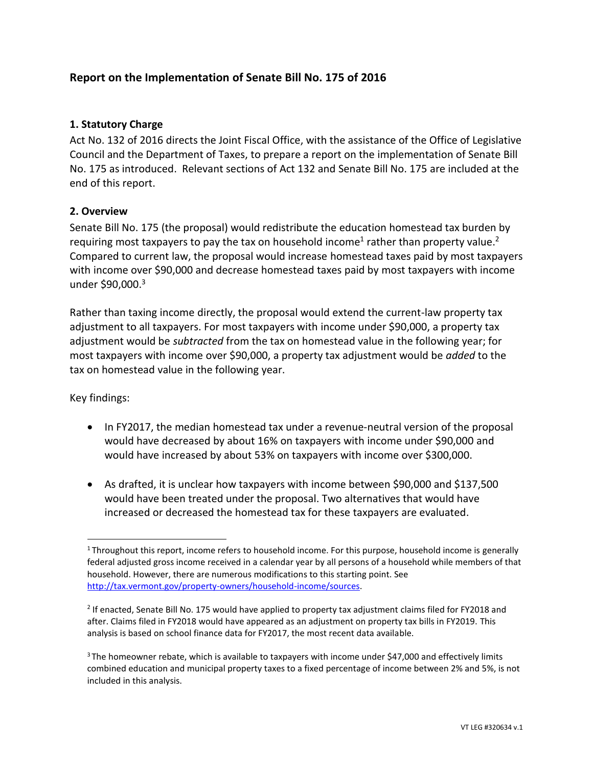# Report on the Implementation of Senate Bill No. 175 of 2016

## 1. Statutory Charge

Act No. 132 of 2016 directs the Joint Fiscal Office, with the assistance of the Office of Legislative Council and the Department of Taxes, to prepare a report on the implementation of Senate Bill No. 175 as introduced. Relevant sections of Act 132 and Senate Bill No. 175 are included at the end of this report.

## 2. Overview

Senate Bill No. 175 (the proposal) would redistribute the education homestead tax burden by requiring most taxpayers to pay the tax on household income[1] rather than property value.[2] Compared to current law, the proposal would increase homestead taxes paid by most taxpayers with income over $90,000 and decrease homestead taxes paid by most taxpayers with income under $90,000.[3]

Rather than taxing income directly, the proposal would extend the current-law property tax adjustment to all taxpayers. For most taxpayers with income under $90,000, a property tax adjustment would be *subtracted* from the tax on homestead value in the following year; for most taxpayers with income over $90,000, a property tax adjustment would be *added* to the tax on homestead value in the following year.

Key findings:

- In FY2017, the median homestead tax under a revenue-neutral version of the proposal would have decreased by about 16% on taxpayers with income under $90,000 and would have increased by about 53% on taxpayers with income over $300,000.
- As drafted, it is unclear how taxpayers with income between $90,000 and $137,500 would have been treated under the proposal. Two alternatives that would have increased or decreased the homestead tax for these taxpayers are evaluated.

---

[1] Throughout this report, income refers to household income. For this purpose, household income is generally federal adjusted gross income received in a calendar year by all persons of a household while members of that household. However, there are numerous modifications to this starting point. See http://tax.vermont.gov/property-owners/household-income/sources.

[2] If enacted, Senate Bill No. 175 would have applied to property tax adjustment claims filed for FY2018 and after. Claims filed in FY2018 would have appeared as an adjustment on property tax bills in FY2019. This analysis is based on school finance data for FY2017, the most recent data available.

[3] The homeowner rebate, which is available to taxpayers with income under $47,000 and effectively limits combined education and municipal property taxes to a fixed percentage of income between 2% and 5%, is not included in this analysis.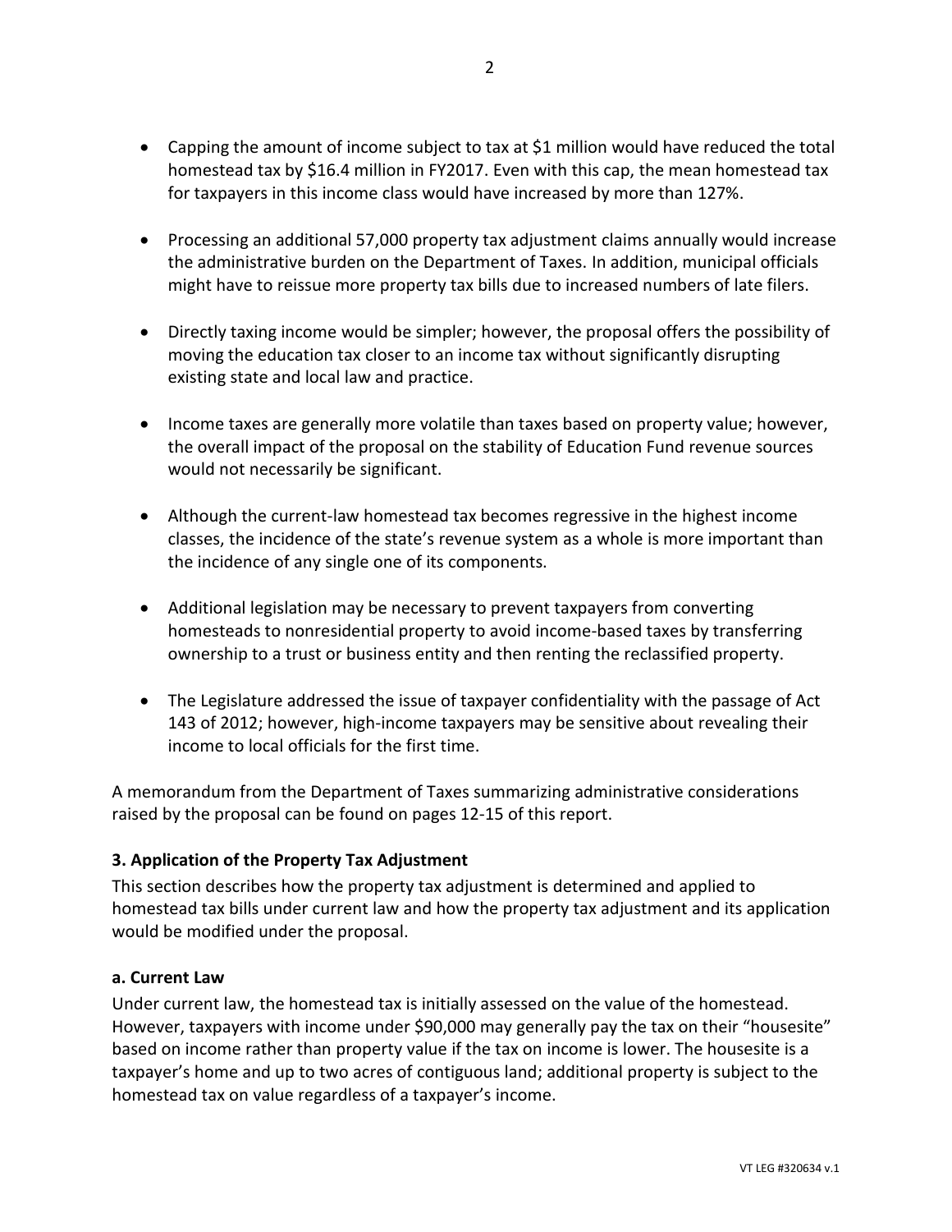- Capping the amount of income subject to tax at $1 million would have reduced the total homestead tax by $16.4 million in FY2017. Even with this cap, the mean homestead tax for taxpayers in this income class would have increased by more than 127%.

- Processing an additional 57,000 property tax adjustment claims annually would increase the administrative burden on the Department of Taxes. In addition, municipal officials might have to reissue more property tax bills due to increased numbers of late filers.

- Directly taxing income would be simpler; however, the proposal offers the possibility of moving the education tax closer to an income tax without significantly disrupting existing state and local law and practice.

- Income taxes are generally more volatile than taxes based on property value; however, the overall impact of the proposal on the stability of Education Fund revenue sources would not necessarily be significant.

- Although the current-law homestead tax becomes regressive in the highest income classes, the incidence of the state's revenue system as a whole is more important than the incidence of any single one of its components.

- Additional legislation may be necessary to prevent taxpayers from converting homesteads to nonresidential property to avoid income-based taxes by transferring ownership to a trust or business entity and then renting the reclassified property.

- The Legislature addressed the issue of taxpayer confidentiality with the passage of Act 143 of 2012; however, high-income taxpayers may be sensitive about revealing their income to local officials for the first time.

A memorandum from the Department of Taxes summarizing administrative considerations raised by the proposal can be found on pages 12-15 of this report.

### 3. Application of the Property Tax Adjustment

This section describes how the property tax adjustment is determined and applied to homestead tax bills under current law and how the property tax adjustment and its application would be modified under the proposal.

#### a. Current Law

Under current law, the homestead tax is initially assessed on the value of the homestead. However, taxpayers with income under $90,000 may generally pay the tax on their "housesite" based on income rather than property value if the tax on income is lower. The housesite is a taxpayer's home and up to two acres of contiguous land; additional property is subject to the homestead tax on value regardless of a taxpayer's income.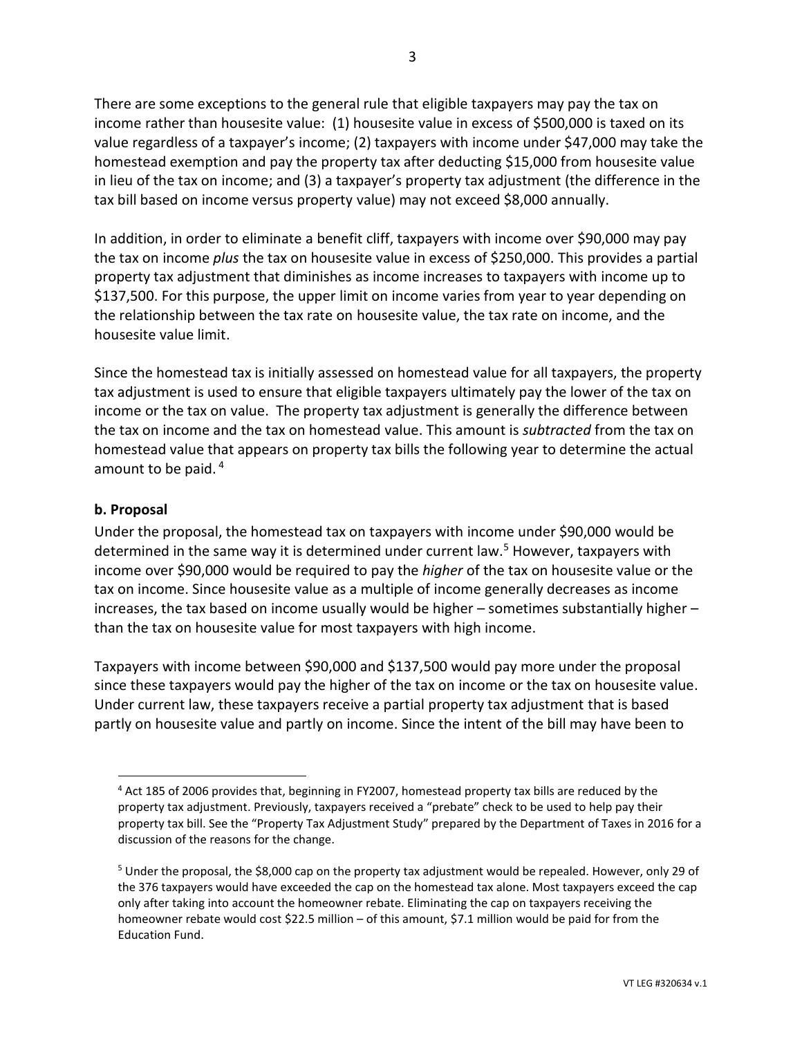There are some exceptions to the general rule that eligible taxpayers may pay the tax on income rather than housesite value: (1) housesite value in excess of $500,000 is taxed on its value regardless of a taxpayer's income; (2) taxpayers with income under $47,000 may take the homestead exemption and pay the property tax after deducting $15,000 from housesite value in lieu of the tax on income; and (3) a taxpayer's property tax adjustment (the difference in the tax bill based on income versus property value) may not exceed $8,000 annually.

In addition, in order to eliminate a benefit cliff, taxpayers with income over $90,000 may pay the tax on income *plus* the tax on housesite value in excess of $250,000. This provides a partial property tax adjustment that diminishes as income increases to taxpayers with income up to $137,500. For this purpose, the upper limit on income varies from year to year depending on the relationship between the tax rate on housesite value, the tax rate on income, and the housesite value limit.

Since the homestead tax is initially assessed on homestead value for all taxpayers, the property tax adjustment is used to ensure that eligible taxpayers ultimately pay the lower of the tax on income or the tax on value. The property tax adjustment is generally the difference between the tax on income and the tax on homestead value. This amount is *subtracted* from the tax on homestead value that appears on property tax bills the following year to determine the actual amount to be paid.[4]

**b. Proposal**

Under the proposal, the homestead tax on taxpayers with income under $90,000 would be determined in the same way it is determined under current law.[5] However, taxpayers with income over $90,000 would be required to pay the *higher* of the tax on housesite value or the tax on income. Since housesite value as a multiple of income generally decreases as income increases, the tax based on income usually would be higher – sometimes substantially higher – than the tax on housesite value for most taxpayers with high income.

Taxpayers with income between $90,000 and $137,500 would pay more under the proposal since these taxpayers would pay the higher of the tax on income or the tax on housesite value. Under current law, these taxpayers receive a partial property tax adjustment that is based partly on housesite value and partly on income. Since the intent of the bill may have been to

---

[4] Act 185 of 2006 provides that, beginning in FY2007, homestead property tax bills are reduced by the property tax adjustment. Previously, taxpayers received a "prebate" check to be used to help pay their property tax bill. See the "Property Tax Adjustment Study" prepared by the Department of Taxes in 2016 for a discussion of the reasons for the change.

[5] Under the proposal, the $8,000 cap on the property tax adjustment would be repealed. However, only 29 of the 376 taxpayers would have exceeded the cap on the homestead tax alone. Most taxpayers exceed the cap only after taking into account the homeowner rebate. Eliminating the cap on taxpayers receiving the homeowner rebate would cost $22.5 million – of this amount, $7.1 million would be paid for from the Education Fund.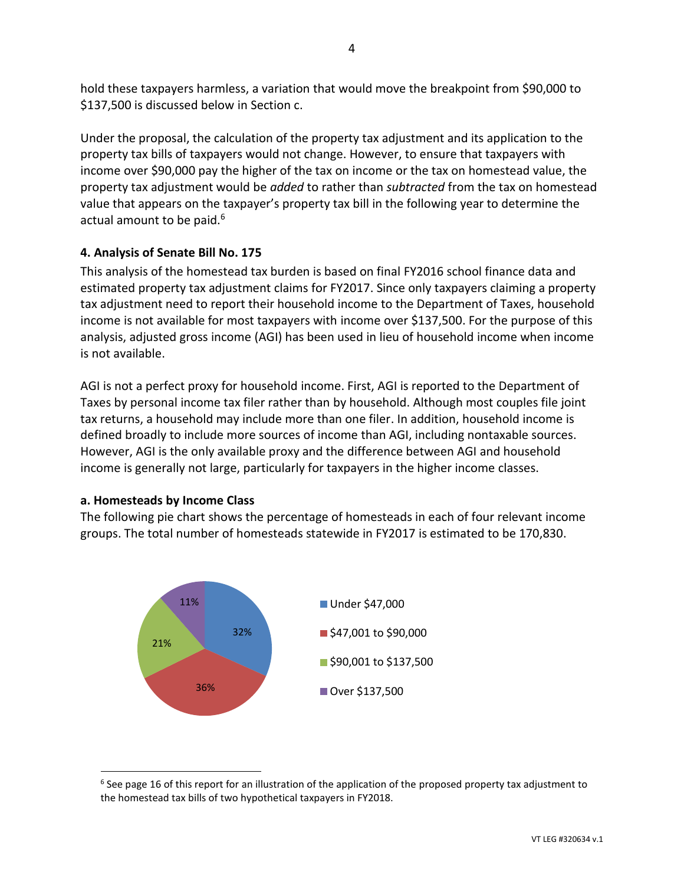hold these taxpayers harmless, a variation that would move the breakpoint from $90,000 to $137,500 is discussed below in Section c.

Under the proposal, the calculation of the property tax adjustment and its application to the property tax bills of taxpayers would not change. However, to ensure that taxpayers with income over $90,000 pay the higher of the tax on income or the tax on homestead value, the property tax adjustment would be *added* to rather than *subtracted* from the tax on homestead value that appears on the taxpayer's property tax bill in the following year to determine the actual amount to be paid.[6]

### 4. Analysis of Senate Bill No. 175

This analysis of the homestead tax burden is based on final FY2016 school finance data and estimated property tax adjustment claims for FY2017. Since only taxpayers claiming a property tax adjustment need to report their household income to the Department of Taxes, household income is not available for most taxpayers with income over $137,500. For the purpose of this analysis, adjusted gross income (AGI) has been used in lieu of household income when income is not available.

AGI is not a perfect proxy for household income. First, AGI is reported to the Department of Taxes by personal income tax filer rather than by household. Although most couples file joint tax returns, a household may include more than one filer. In addition, household income is defined broadly to include more sources of income than AGI, including nontaxable sources. However, AGI is the only available proxy and the difference between AGI and household income is generally not large, particularly for taxpayers in the higher income classes.

#### a. Homesteads by Income Class

The following pie chart shows the percentage of homesteads in each of four relevant income groups. The total number of homesteads statewide in FY2017 is estimated to be 170,830.

| Income Class | Percentage |
|---|---|
| Under $47,000 | 32% |
| $47,001 to $90,000 | 36% |
| $90,001 to $137,500 | 21% |
| Over $137,500 | 11% |

[6] See page 16 of this report for an illustration of the application of the proposed property tax adjustment to the homestead tax bills of two hypothetical taxpayers in FY2018.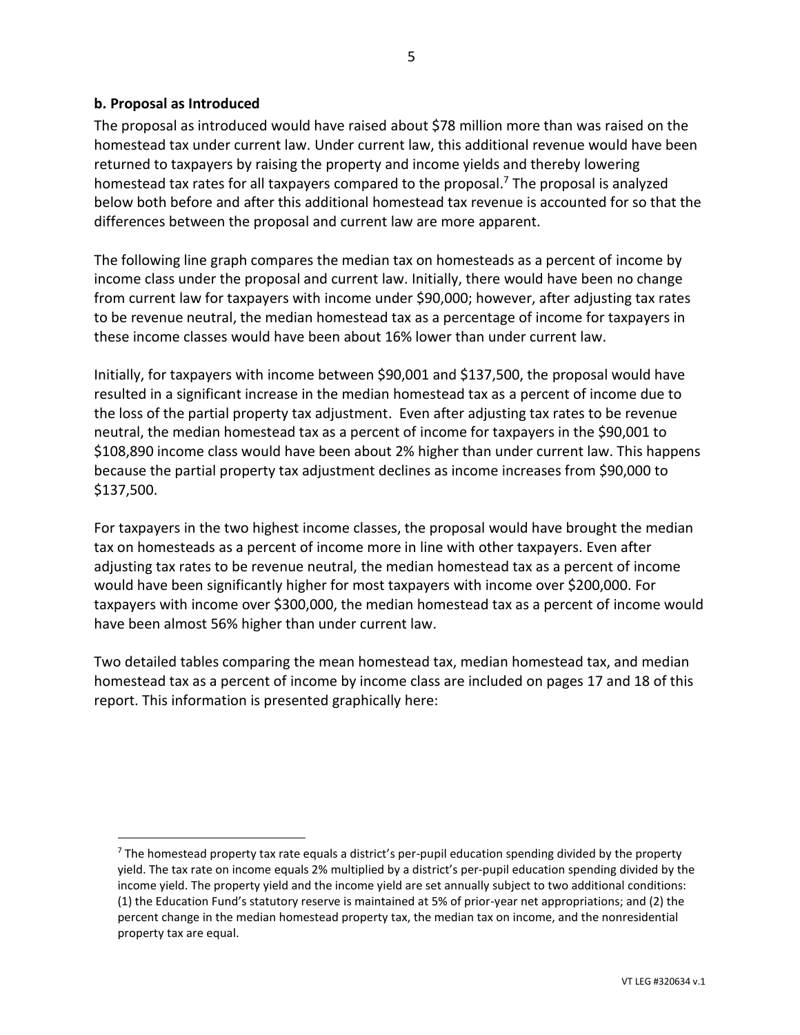### b. Proposal as Introduced

The proposal as introduced would have raised about $78 million more than was raised on the homestead tax under current law. Under current law, this additional revenue would have been returned to taxpayers by raising the property and income yields and thereby lowering homestead tax rates for all taxpayers compared to the proposal.[7] The proposal is analyzed below both before and after this additional homestead tax revenue is accounted for so that the differences between the proposal and current law are more apparent.

The following line graph compares the median tax on homesteads as a percent of income by income class under the proposal and current law. Initially, there would have been no change from current law for taxpayers with income under $90,000; however, after adjusting tax rates to be revenue neutral, the median homestead tax as a percentage of income for taxpayers in these income classes would have been about 16% lower than under current law.

Initially, for taxpayers with income between $90,001 and $137,500, the proposal would have resulted in a significant increase in the median homestead tax as a percent of income due to the loss of the partial property tax adjustment. Even after adjusting tax rates to be revenue neutral, the median homestead tax as a percent of income for taxpayers in the $90,001 to $108,890 income class would have been about 2% higher than under current law. This happens because the partial property tax adjustment declines as income increases from $90,000 to $137,500.

For taxpayers in the two highest income classes, the proposal would have brought the median tax on homesteads as a percent of income more in line with other taxpayers. Even after adjusting tax rates to be revenue neutral, the median homestead tax as a percent of income would have been significantly higher for most taxpayers with income over $200,000. For taxpayers with income over $300,000, the median homestead tax as a percent of income would have been almost 56% higher than under current law.

Two detailed tables comparing the mean homestead tax, median homestead tax, and median homestead tax as a percent of income by income class are included on pages 17 and 18 of this report. This information is presented graphically here:

---

[7] The homestead property tax rate equals a district's per-pupil education spending divided by the property yield. The tax rate on income equals 2% multiplied by a district's per-pupil education spending divided by the income yield. The property yield and the income yield are set annually subject to two additional conditions: (1) the Education Fund's statutory reserve is maintained at 5% of prior-year net appropriations; and (2) the percent change in the median homestead property tax, the median tax on income, and the nonresidential property tax are equal.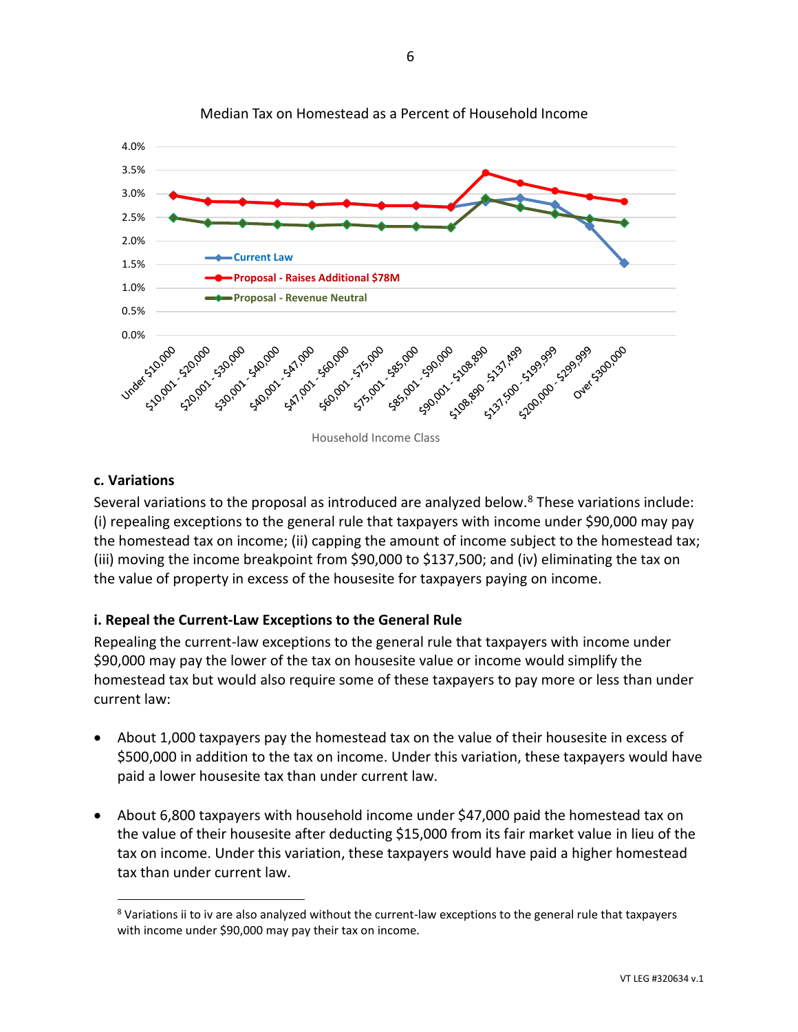Median Tax on Homestead as a Percent of Household Income

| Household Income Class | Current Law | Proposal - Raises Additional $78M | Proposal - Revenue Neutral |
|---|---|---|---|
| Under $10,000 | | | |
| $10,001 - $20,000 | | | |
| $20,001 - $30,000 | | | |
| $30,001 - $40,000 | | | |
| $40,001 - $47,000 | | | |
| $47,001 - $60,000 | | | |
| $60,001 - $75,000 | | | |
| $75,001 - $85,000 | | | |
| $85,001 - $90,000 | | | |
| $90,001 - $108,890 | | | |
| $108,890 - $137,499 | | | |
| $137,500 - $199,999 | | | |
| $200,000 - $299,999 | | | |
| Over $300,000 | | | |

## c. Variations

Several variations to the proposal as introduced are analyzed below.[8] These variations include: (i) repealing exceptions to the general rule that taxpayers with income under $90,000 may pay the homestead tax on income; (ii) capping the amount of income subject to the homestead tax; (iii) moving the income breakpoint from $90,000 to $137,500; and (iv) eliminating the tax on the value of property in excess of the housesite for taxpayers paying on income.

### i. Repeal the Current-Law Exceptions to the General Rule

Repealing the current-law exceptions to the general rule that taxpayers with income under $90,000 may pay the lower of the tax on housesite value or income would simplify the homestead tax but would also require some of these taxpayers to pay more or less than under current law:

- About 1,000 taxpayers pay the homestead tax on the value of their housesite in excess of $500,000 in addition to the tax on income. Under this variation, these taxpayers would have paid a lower housesite tax than under current law.

- About 6,800 taxpayers with household income under $47,000 paid the homestead tax on the value of their housesite after deducting $15,000 from its fair market value in lieu of the tax on income. Under this variation, these taxpayers would have paid a higher homestead tax than under current law.

---

[8] Variations ii to iv are also analyzed without the current-law exceptions to the general rule that taxpayers with income under $90,000 may pay their tax on income.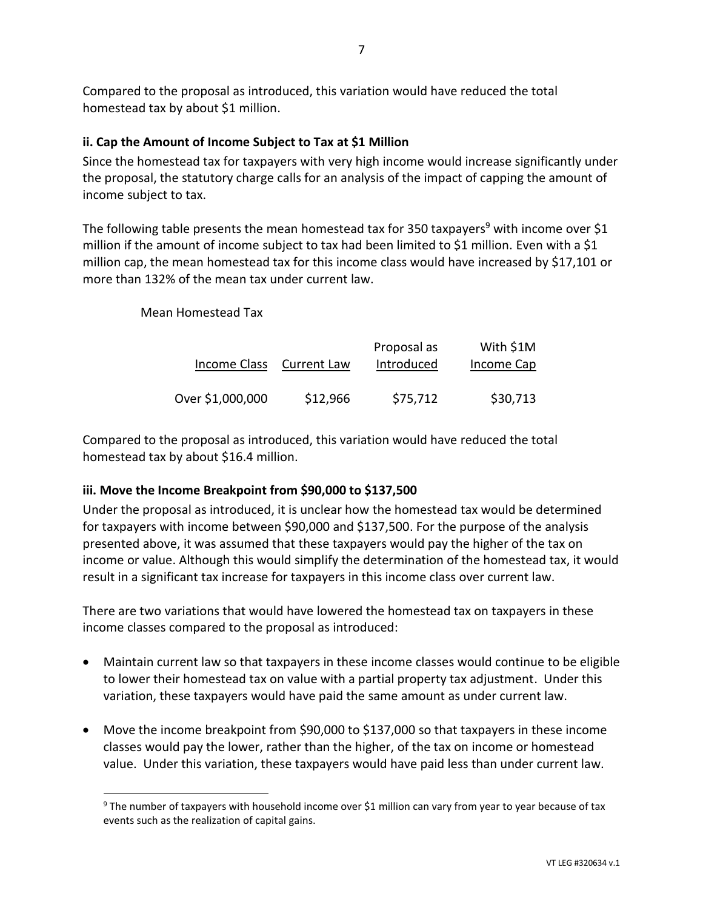Compared to the proposal as introduced, this variation would have reduced the total homestead tax by about $1 million.

### ii. Cap the Amount of Income Subject to Tax at $1 Million

Since the homestead tax for taxpayers with very high income would increase significantly under the proposal, the statutory charge calls for an analysis of the impact of capping the amount of income subject to tax.

The following table presents the mean homestead tax for 350 taxpayers[9] with income over $1 million if the amount of income subject to tax had been limited to $1 million. Even with a $1 million cap, the mean homestead tax for this income class would have increased by $17,101 or more than 132% of the mean tax under current law.

Mean Homestead Tax

| Income Class | Current Law | Proposal as Introduced | With $1M Income Cap |
|---|---|---|---|
| Over $1,000,000 | $12,966 | $75,712 | $30,713 |

Compared to the proposal as introduced, this variation would have reduced the total homestead tax by about $16.4 million.

### iii. Move the Income Breakpoint from $90,000 to $137,500

Under the proposal as introduced, it is unclear how the homestead tax would be determined for taxpayers with income between $90,000 and $137,500. For the purpose of the analysis presented above, it was assumed that these taxpayers would pay the higher of the tax on income or value. Although this would simplify the determination of the homestead tax, it would result in a significant tax increase for taxpayers in this income class over current law.

There are two variations that would have lowered the homestead tax on taxpayers in these income classes compared to the proposal as introduced:

- Maintain current law so that taxpayers in these income classes would continue to be eligible to lower their homestead tax on value with a partial property tax adjustment. Under this variation, these taxpayers would have paid the same amount as under current law.
- Move the income breakpoint from $90,000 to $137,000 so that taxpayers in these income classes would pay the lower, rather than the higher, of the tax on income or homestead value. Under this variation, these taxpayers would have paid less than under current law.

[9] The number of taxpayers with household income over $1 million can vary from year to year because of tax events such as the realization of capital gains.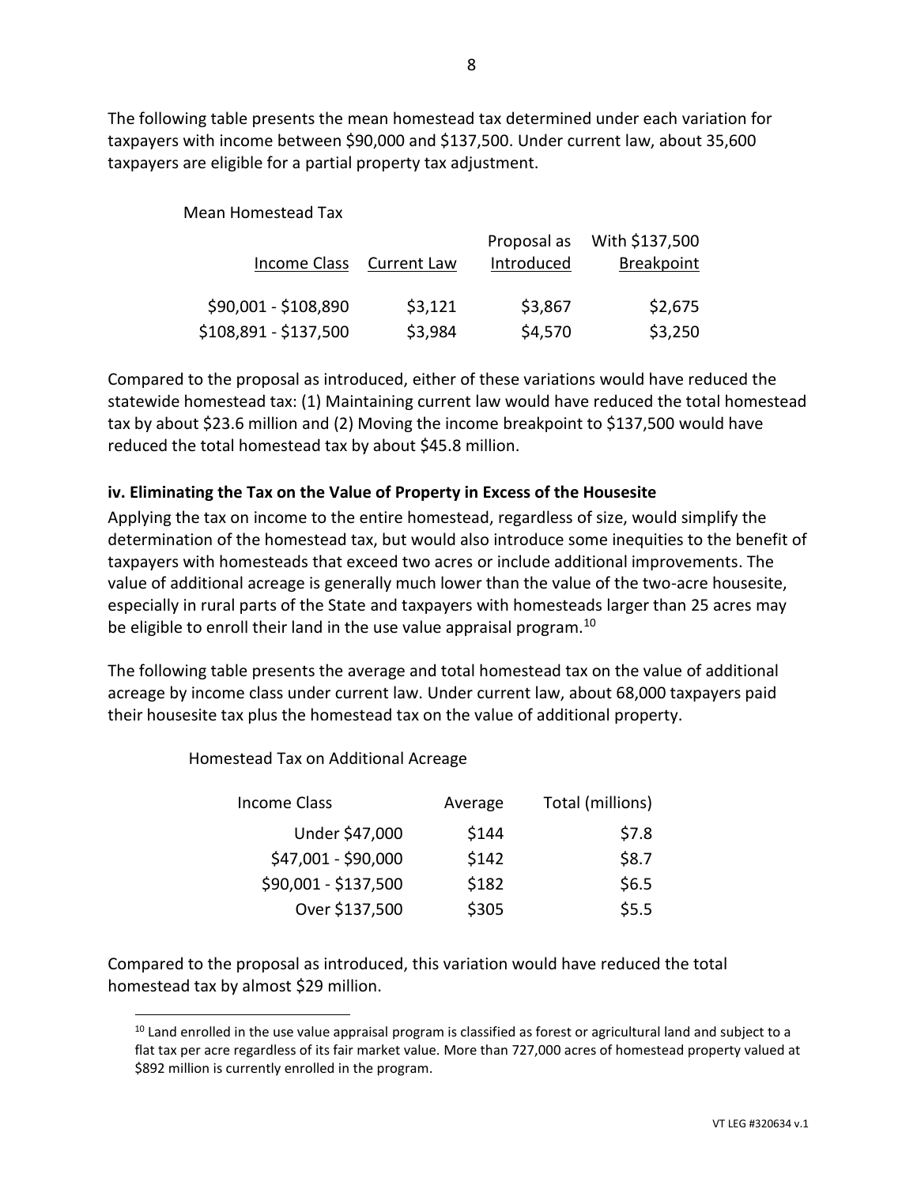The following table presents the mean homestead tax determined under each variation for taxpayers with income between $90,000 and $137,500. Under current law, about 35,600 taxpayers are eligible for a partial property tax adjustment.

Mean Homestead Tax

| Income Class | Current Law | Proposal as Introduced | With $137,500 Breakpoint |
|---|---|---|---|
| $90,001 - $108,890 | $3,121 | $3,867 | $2,675 |
| $108,891 - $137,500 | $3,984 | $4,570 | $3,250 |

Compared to the proposal as introduced, either of these variations would have reduced the statewide homestead tax: (1) Maintaining current law would have reduced the total homestead tax by about $23.6 million and (2) Moving the income breakpoint to $137,500 would have reduced the total homestead tax by about $45.8 million.

**iv. Eliminating the Tax on the Value of Property in Excess of the Housesite**

Applying the tax on income to the entire homestead, regardless of size, would simplify the determination of the homestead tax, but would also introduce some inequities to the benefit of taxpayers with homesteads that exceed two acres or include additional improvements. The value of additional acreage is generally much lower than the value of the two-acre housesite, especially in rural parts of the State and taxpayers with homesteads larger than 25 acres may be eligible to enroll their land in the use value appraisal program.[10]

The following table presents the average and total homestead tax on the value of additional acreage by income class under current law. Under current law, about 68,000 taxpayers paid their housesite tax plus the homestead tax on the value of additional property.

Homestead Tax on Additional Acreage

| Income Class | Average | Total (millions) |
|---|---|---|
| Under $47,000 | $144 | $7.8 |
| $47,001 - $90,000 | $142 | $8.7 |
| $90,001 - $137,500 | $182 | $6.5 |
| Over $137,500 | $305 | $5.5 |

Compared to the proposal as introduced, this variation would have reduced the total homestead tax by almost $29 million.

[10] Land enrolled in the use value appraisal program is classified as forest or agricultural land and subject to a flat tax per acre regardless of its fair market value. More than 727,000 acres of homestead property valued at $892 million is currently enrolled in the program.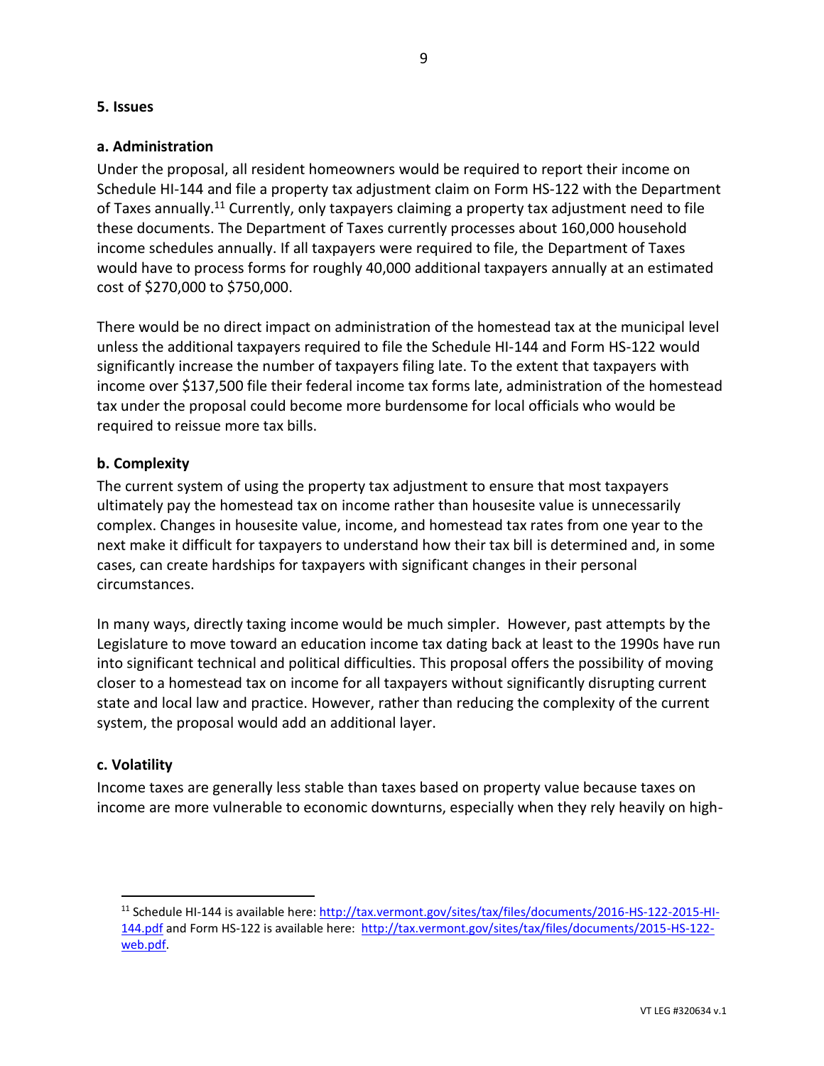## 5. Issues

### a. Administration

Under the proposal, all resident homeowners would be required to report their income on Schedule HI-144 and file a property tax adjustment claim on Form HS-122 with the Department of Taxes annually.[11] Currently, only taxpayers claiming a property tax adjustment need to file these documents. The Department of Taxes currently processes about 160,000 household income schedules annually. If all taxpayers were required to file, the Department of Taxes would have to process forms for roughly 40,000 additional taxpayers annually at an estimated cost of $270,000 to $750,000.

There would be no direct impact on administration of the homestead tax at the municipal level unless the additional taxpayers required to file the Schedule HI-144 and Form HS-122 would significantly increase the number of taxpayers filing late. To the extent that taxpayers with income over $137,500 file their federal income tax forms late, administration of the homestead tax under the proposal could become more burdensome for local officials who would be required to reissue more tax bills.

### b. Complexity

The current system of using the property tax adjustment to ensure that most taxpayers ultimately pay the homestead tax on income rather than housesite value is unnecessarily complex. Changes in housesite value, income, and homestead tax rates from one year to the next make it difficult for taxpayers to understand how their tax bill is determined and, in some cases, can create hardships for taxpayers with significant changes in their personal circumstances.

In many ways, directly taxing income would be much simpler. However, past attempts by the Legislature to move toward an education income tax dating back at least to the 1990s have run into significant technical and political difficulties. This proposal offers the possibility of moving closer to a homestead tax on income for all taxpayers without significantly disrupting current state and local law and practice. However, rather than reducing the complexity of the current system, the proposal would add an additional layer.

### c. Volatility

Income taxes are generally less stable than taxes based on property value because taxes on income are more vulnerable to economic downturns, especially when they rely heavily on high-

---

[11] Schedule HI-144 is available here: http://tax.vermont.gov/sites/tax/files/documents/2016-HS-122-2015-HI-144.pdf and Form HS-122 is available here: http://tax.vermont.gov/sites/tax/files/documents/2015-HS-122-web.pdf.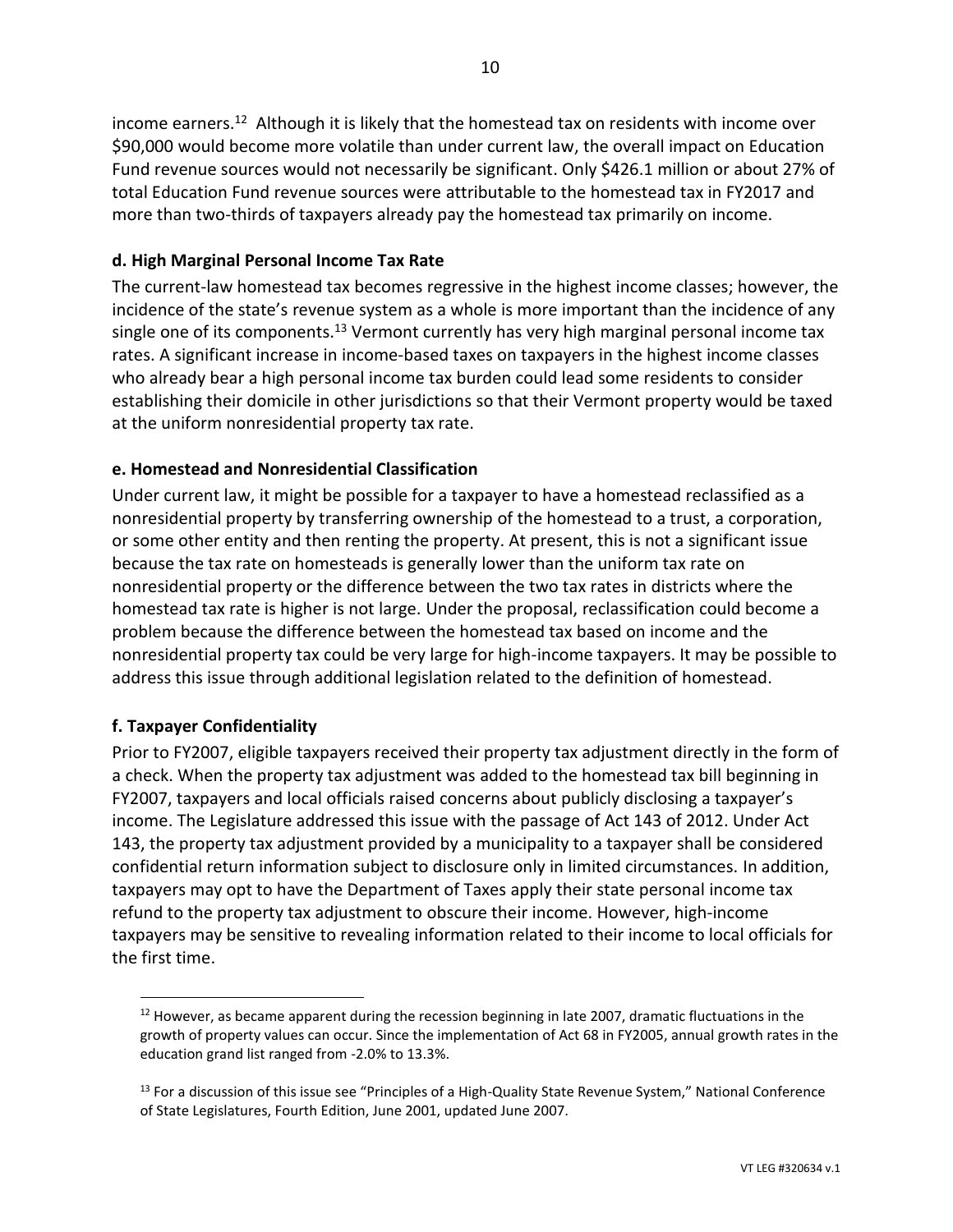income earners.[12] Although it is likely that the homestead tax on residents with income over $90,000 would become more volatile than under current law, the overall impact on Education Fund revenue sources would not necessarily be significant. Only $426.1 million or about 27% of total Education Fund revenue sources were attributable to the homestead tax in FY2017 and more than two-thirds of taxpayers already pay the homestead tax primarily on income.

### d. High Marginal Personal Income Tax Rate

The current-law homestead tax becomes regressive in the highest income classes; however, the incidence of the state's revenue system as a whole is more important than the incidence of any single one of its components.[13] Vermont currently has very high marginal personal income tax rates. A significant increase in income-based taxes on taxpayers in the highest income classes who already bear a high personal income tax burden could lead some residents to consider establishing their domicile in other jurisdictions so that their Vermont property would be taxed at the uniform nonresidential property tax rate.

### e. Homestead and Nonresidential Classification

Under current law, it might be possible for a taxpayer to have a homestead reclassified as a nonresidential property by transferring ownership of the homestead to a trust, a corporation, or some other entity and then renting the property. At present, this is not a significant issue because the tax rate on homesteads is generally lower than the uniform tax rate on nonresidential property or the difference between the two tax rates in districts where the homestead tax rate is higher is not large. Under the proposal, reclassification could become a problem because the difference between the homestead tax based on income and the nonresidential property tax could be very large for high-income taxpayers. It may be possible to address this issue through additional legislation related to the definition of homestead.

### f. Taxpayer Confidentiality

Prior to FY2007, eligible taxpayers received their property tax adjustment directly in the form of a check. When the property tax adjustment was added to the homestead tax bill beginning in FY2007, taxpayers and local officials raised concerns about publicly disclosing a taxpayer's income. The Legislature addressed this issue with the passage of Act 143 of 2012. Under Act 143, the property tax adjustment provided by a municipality to a taxpayer shall be considered confidential return information subject to disclosure only in limited circumstances. In addition, taxpayers may opt to have the Department of Taxes apply their state personal income tax refund to the property tax adjustment to obscure their income. However, high-income taxpayers may be sensitive to revealing information related to their income to local officials for the first time.

---

[12] However, as became apparent during the recession beginning in late 2007, dramatic fluctuations in the growth of property values can occur. Since the implementation of Act 68 in FY2005, annual growth rates in the education grand list ranged from -2.0% to 13.3%.

[13] For a discussion of this issue see "Principles of a High-Quality State Revenue System," National Conference of State Legislatures, Fourth Edition, June 2001, updated June 2007.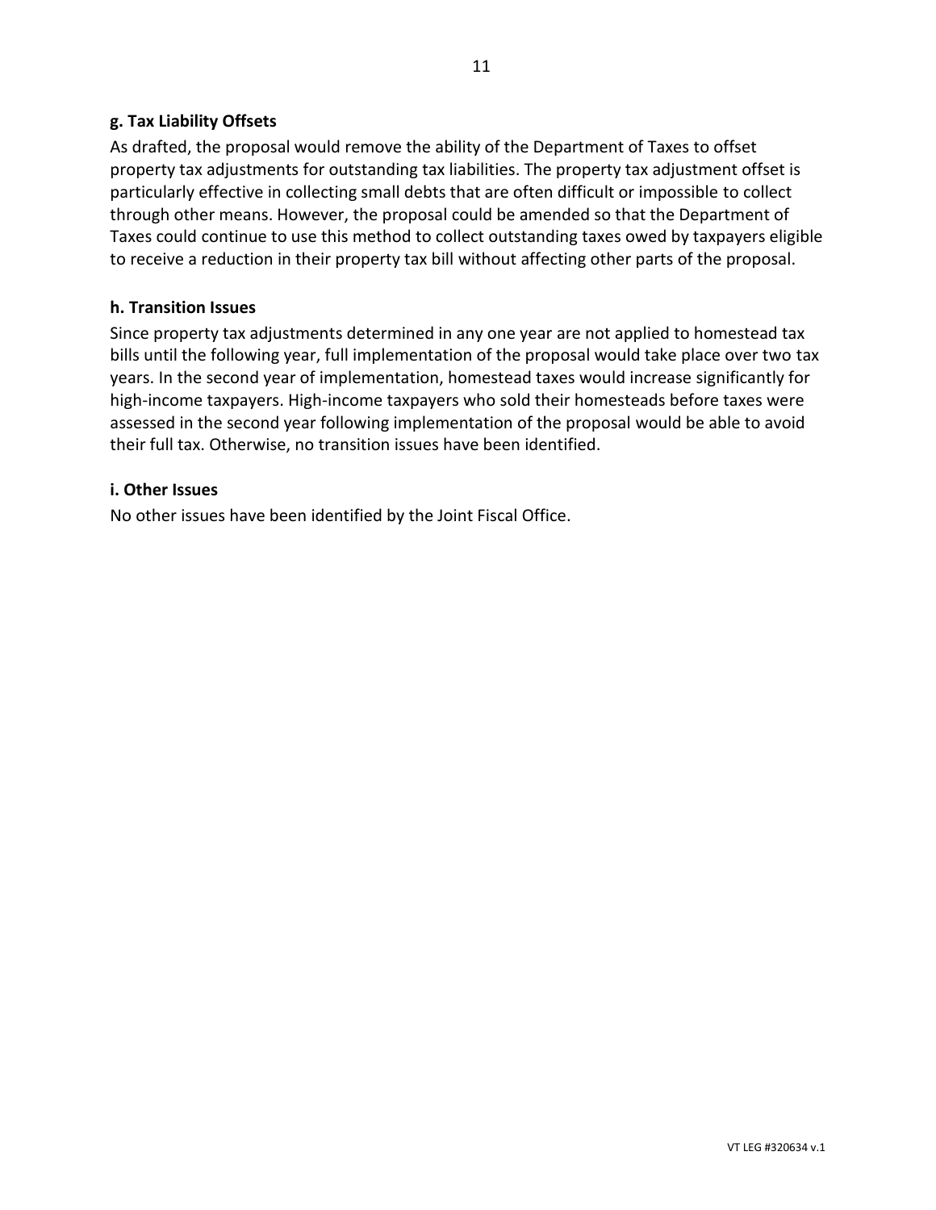**g. Tax Liability Offsets**

As drafted, the proposal would remove the ability of the Department of Taxes to offset property tax adjustments for outstanding tax liabilities. The property tax adjustment offset is particularly effective in collecting small debts that are often difficult or impossible to collect through other means. However, the proposal could be amended so that the Department of Taxes could continue to use this method to collect outstanding taxes owed by taxpayers eligible to receive a reduction in their property tax bill without affecting other parts of the proposal.

**h. Transition Issues**

Since property tax adjustments determined in any one year are not applied to homestead tax bills until the following year, full implementation of the proposal would take place over two tax years. In the second year of implementation, homestead taxes would increase significantly for high-income taxpayers. High-income taxpayers who sold their homesteads before taxes were assessed in the second year following implementation of the proposal would be able to avoid their full tax. Otherwise, no transition issues have been identified.

**i. Other Issues**

No other issues have been identified by the Joint Fiscal Office.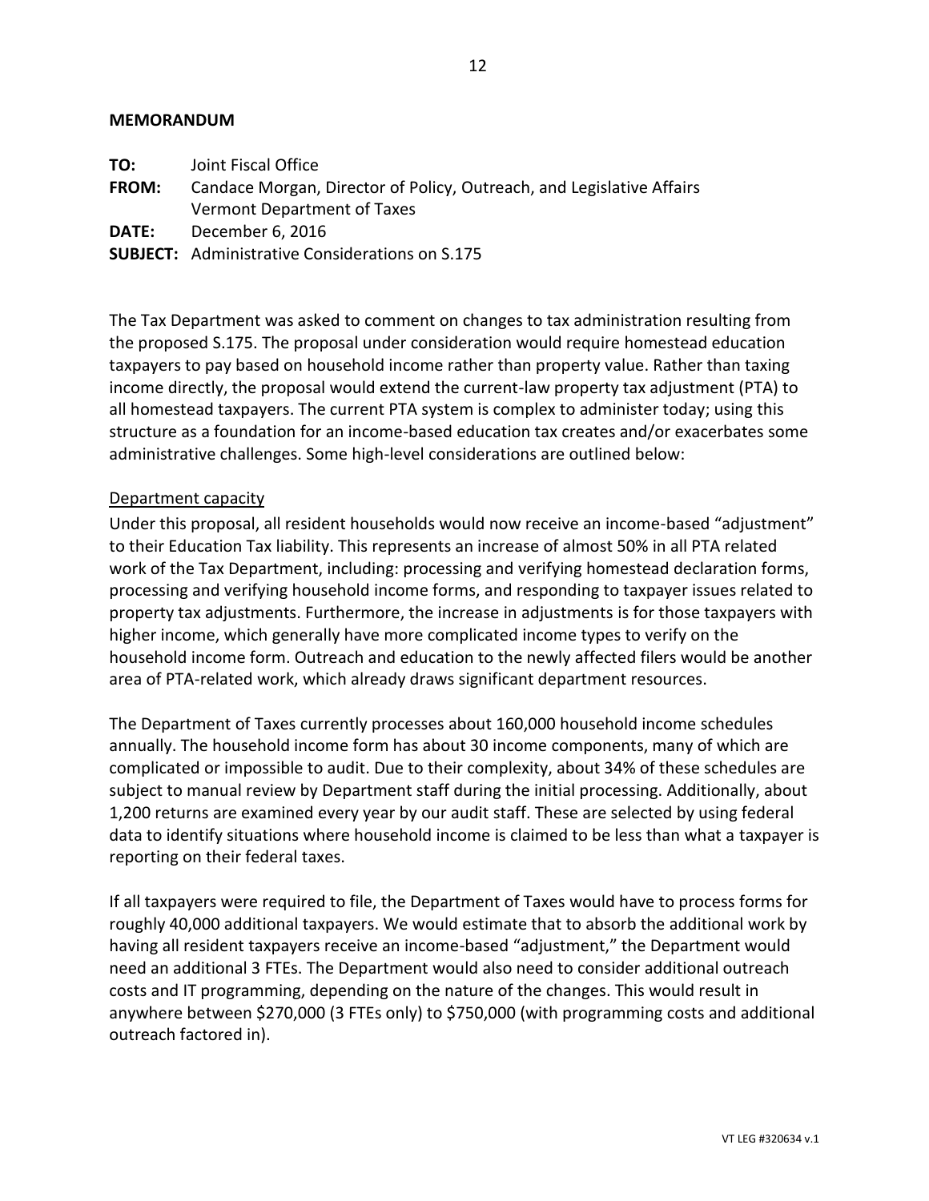**MEMORANDUM**

**TO:** Joint Fiscal Office
**FROM:** Candace Morgan, Director of Policy, Outreach, and Legislative Affairs
Vermont Department of Taxes
**DATE:** December 6, 2016
**SUBJECT:** Administrative Considerations on S.175

The Tax Department was asked to comment on changes to tax administration resulting from the proposed S.175. The proposal under consideration would require homestead education taxpayers to pay based on household income rather than property value. Rather than taxing income directly, the proposal would extend the current-law property tax adjustment (PTA) to all homestead taxpayers. The current PTA system is complex to administer today; using this structure as a foundation for an income-based education tax creates and/or exacerbates some administrative challenges. Some high-level considerations are outlined below:

<u>Department capacity</u>

Under this proposal, all resident households would now receive an income-based "adjustment" to their Education Tax liability. This represents an increase of almost 50% in all PTA related work of the Tax Department, including: processing and verifying homestead declaration forms, processing and verifying household income forms, and responding to taxpayer issues related to property tax adjustments. Furthermore, the increase in adjustments is for those taxpayers with higher income, which generally have more complicated income types to verify on the household income form. Outreach and education to the newly affected filers would be another area of PTA-related work, which already draws significant department resources.

The Department of Taxes currently processes about 160,000 household income schedules annually. The household income form has about 30 income components, many of which are complicated or impossible to audit. Due to their complexity, about 34% of these schedules are subject to manual review by Department staff during the initial processing. Additionally, about 1,200 returns are examined every year by our audit staff. These are selected by using federal data to identify situations where household income is claimed to be less than what a taxpayer is reporting on their federal taxes.

If all taxpayers were required to file, the Department of Taxes would have to process forms for roughly 40,000 additional taxpayers. We would estimate that to absorb the additional work by having all resident taxpayers receive an income-based "adjustment," the Department would need an additional 3 FTEs. The Department would also need to consider additional outreach costs and IT programming, depending on the nature of the changes. This would result in anywhere between $270,000 (3 FTEs only) to $750,000 (with programming costs and additional outreach factored in).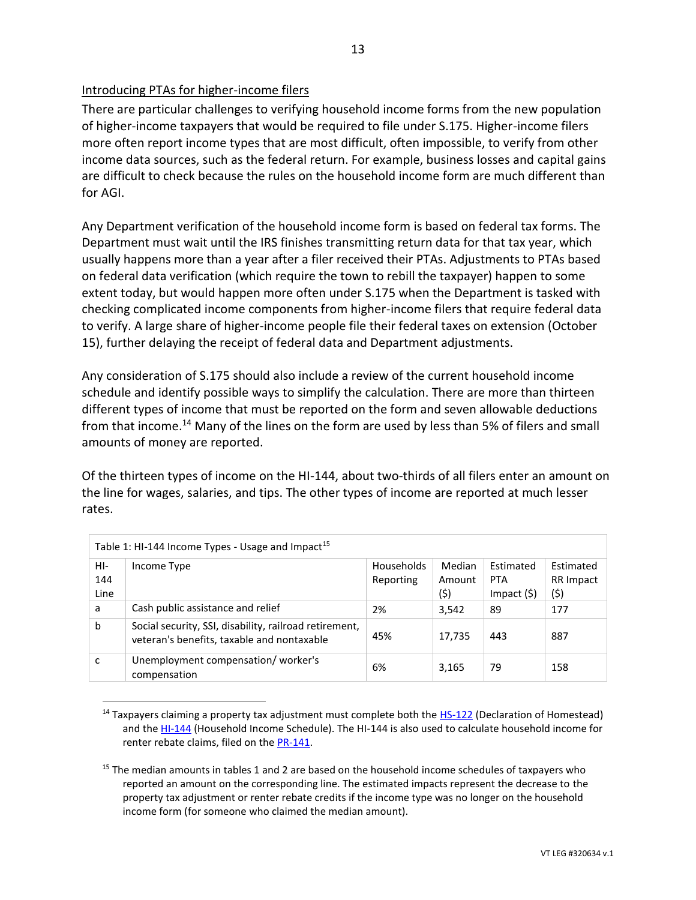Introducing PTAs for higher-income filers

There are particular challenges to verifying household income forms from the new population of higher-income taxpayers that would be required to file under S.175. Higher-income filers more often report income types that are most difficult, often impossible, to verify from other income data sources, such as the federal return. For example, business losses and capital gains are difficult to check because the rules on the household income form are much different than for AGI.

Any Department verification of the household income form is based on federal tax forms. The Department must wait until the IRS finishes transmitting return data for that tax year, which usually happens more than a year after a filer received their PTAs. Adjustments to PTAs based on federal data verification (which require the town to rebill the taxpayer) happen to some extent today, but would happen more often under S.175 when the Department is tasked with checking complicated income components from higher-income filers that require federal data to verify. A large share of higher-income people file their federal taxes on extension (October 15), further delaying the receipt of federal data and Department adjustments.

Any consideration of S.175 should also include a review of the current household income schedule and identify possible ways to simplify the calculation. There are more than thirteen different types of income that must be reported on the form and seven allowable deductions from that income.[14] Many of the lines on the form are used by less than 5% of filers and small amounts of money are reported.

Of the thirteen types of income on the HI-144, about two-thirds of all filers enter an amount on the line for wages, salaries, and tips. The other types of income are reported at much lesser rates.

Table 1: HI-144 Income Types - Usage and Impact[15]

| HI-144 Line | Income Type | Households Reporting | Median Amount ($) | Estimated PTA Impact ($) | Estimated RR Impact ($) |
|---|---|---|---|---|---|
| a | Cash public assistance and relief | 2% | 3,542 | 89 | 177 |
| b | Social security, SSI, disability, railroad retirement, veteran's benefits, taxable and nontaxable | 45% | 17,735 | 443 | 887 |
| c | Unemployment compensation/ worker's compensation | 6% | 3,165 | 79 | 158 |

[14] Taxpayers claiming a property tax adjustment must complete both the HS-122 (Declaration of Homestead) and the HI-144 (Household Income Schedule). The HI-144 is also used to calculate household income for renter rebate claims, filed on the PR-141.

[15] The median amounts in tables 1 and 2 are based on the household income schedules of taxpayers who reported an amount on the corresponding line. The estimated impacts represent the decrease to the property tax adjustment or renter rebate credits if the income type was no longer on the household income form (for someone who claimed the median amount).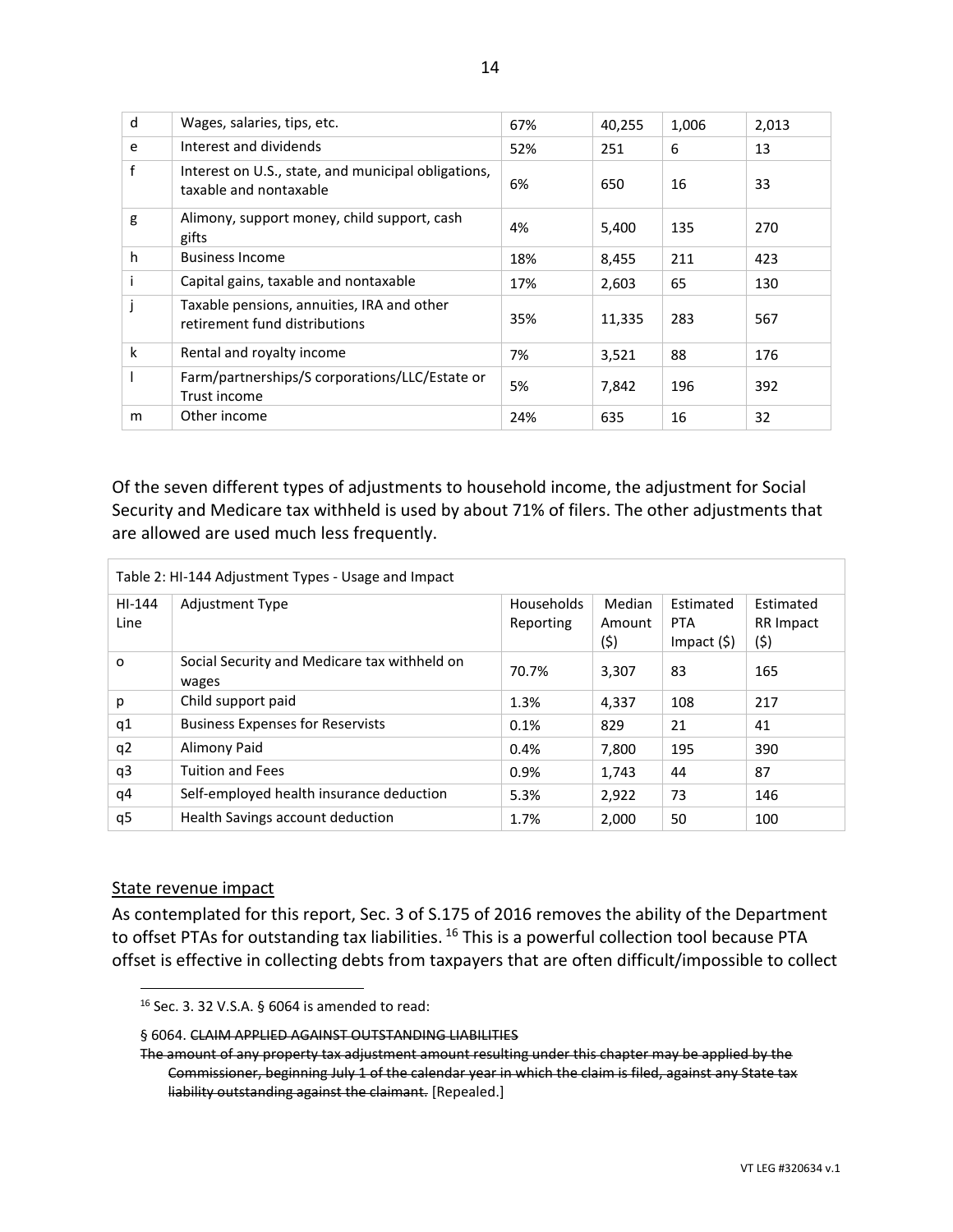| d | Wages, salaries, tips, etc. | 67% | 40,255 | 1,006 | 2,013 |
|---|---|---|---|---|---|
| e | Interest and dividends | 52% | 251 | 6 | 13 |
| f | Interest on U.S., state, and municipal obligations, taxable and nontaxable | 6% | 650 | 16 | 33 |
| g | Alimony, support money, child support, cash gifts | 4% | 5,400 | 135 | 270 |
| h | Business Income | 18% | 8,455 | 211 | 423 |
| i | Capital gains, taxable and nontaxable | 17% | 2,603 | 65 | 130 |
| j | Taxable pensions, annuities, IRA and other retirement fund distributions | 35% | 11,335 | 283 | 567 |
| k | Rental and royalty income | 7% | 3,521 | 88 | 176 |
| l | Farm/partnerships/S corporations/LLC/Estate or Trust income | 5% | 7,842 | 196 | 392 |
| m | Other income | 24% | 635 | 16 | 32 |

Of the seven different types of adjustments to household income, the adjustment for Social Security and Medicare tax withheld is used by about 71% of filers. The other adjustments that are allowed are used much less frequently.

Table 2: HI-144 Adjustment Types - Usage and Impact

| HI-144 Line | Adjustment Type | Households Reporting | Median Amount ($) | Estimated PTA Impact ($) | Estimated RR Impact ($) |
|---|---|---|---|---|---|
| o | Social Security and Medicare tax withheld on wages | 70.7% | 3,307 | 83 | 165 |
| p | Child support paid | 1.3% | 4,337 | 108 | 217 |
| q1 | Business Expenses for Reservists | 0.1% | 829 | 21 | 41 |
| q2 | Alimony Paid | 0.4% | 7,800 | 195 | 390 |
| q3 | Tuition and Fees | 0.9% | 1,743 | 44 | 87 |
| q4 | Self-employed health insurance deduction | 5.3% | 2,922 | 73 | 146 |
| q5 | Health Savings account deduction | 1.7% | 2,000 | 50 | 100 |

State revenue impact

As contemplated for this report, Sec. 3 of S.175 of 2016 removes the ability of the Department to offset PTAs for outstanding tax liabilities. [16] This is a powerful collection tool because PTA offset is effective in collecting debts from taxpayers that are often difficult/impossible to collect

[16] Sec. 3. 32 V.S.A. § 6064 is amended to read:

§ 6064. ~~CLAIM APPLIED AGAINST OUTSTANDING LIABILITIES~~

~~The amount of any property tax adjustment amount resulting under this chapter may be applied by the Commissioner, beginning July 1 of the calendar year in which the claim is filed, against any State tax liability outstanding against the claimant.~~ [Repealed.]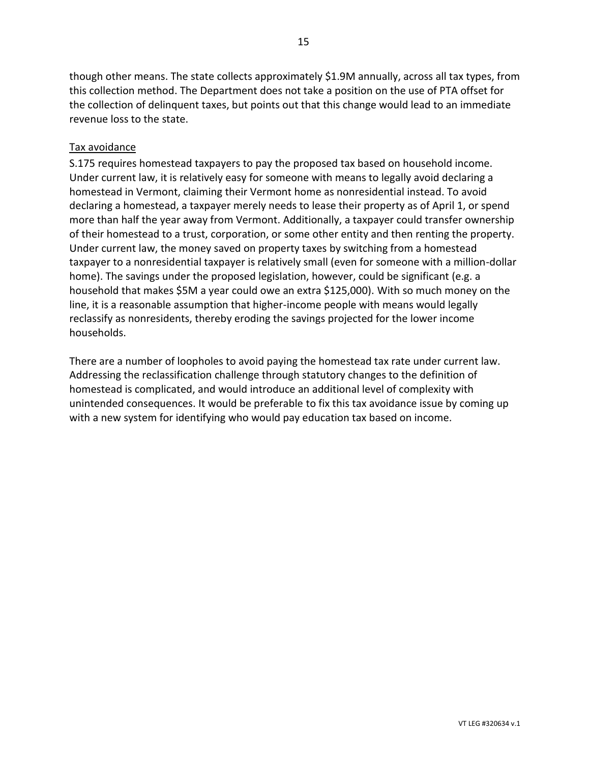though other means. The state collects approximately $1.9M annually, across all tax types, from this collection method. The Department does not take a position on the use of PTA offset for the collection of delinquent taxes, but points out that this change would lead to an immediate revenue loss to the state.

<u>Tax avoidance</u>

S.175 requires homestead taxpayers to pay the proposed tax based on household income. Under current law, it is relatively easy for someone with means to legally avoid declaring a homestead in Vermont, claiming their Vermont home as nonresidential instead. To avoid declaring a homestead, a taxpayer merely needs to lease their property as of April 1, or spend more than half the year away from Vermont. Additionally, a taxpayer could transfer ownership of their homestead to a trust, corporation, or some other entity and then renting the property. Under current law, the money saved on property taxes by switching from a homestead taxpayer to a nonresidential taxpayer is relatively small (even for someone with a million-dollar home). The savings under the proposed legislation, however, could be significant (e.g. a household that makes $5M a year could owe an extra $125,000). With so much money on the line, it is a reasonable assumption that higher-income people with means would legally reclassify as nonresidents, thereby eroding the savings projected for the lower income households.

There are a number of loopholes to avoid paying the homestead tax rate under current law. Addressing the reclassification challenge through statutory changes to the definition of homestead is complicated, and would introduce an additional level of complexity with unintended consequences. It would be preferable to fix this tax avoidance issue by coming up with a new system for identifying who would pay education tax based on income.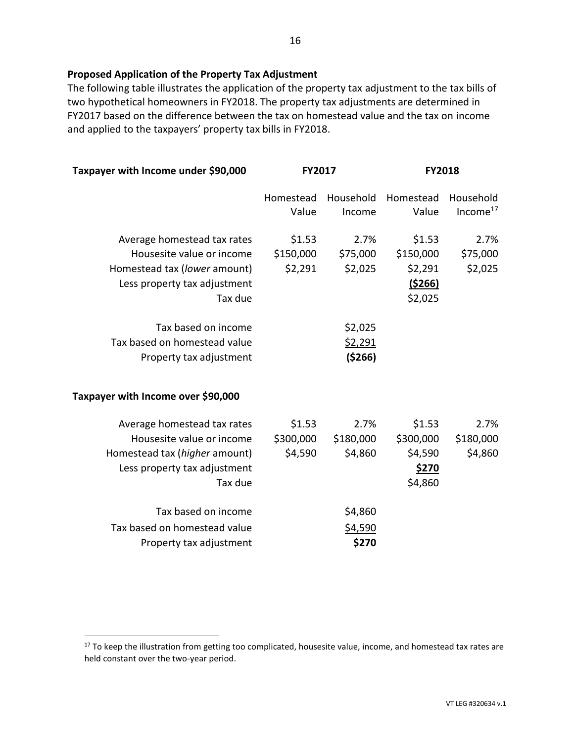**Proposed Application of the Property Tax Adjustment**

The following table illustrates the application of the property tax adjustment to the tax bills of two hypothetical homeowners in FY2018. The property tax adjustments are determined in FY2017 based on the difference between the tax on homestead value and the tax on income and applied to the taxpayers' property tax bills in FY2018.

| **Taxpayer with Income under $90,000** | **FY2017** | | **FY2018** | |
|---|---|---|---|---|
| | Homestead Value | Household Income | Homestead Value | Household Income[17] |
| Average homestead tax rates | $1.53 | 2.7% | $1.53 | 2.7% |
| Housesite value or income | $150,000 | $75,000 | $150,000 | $75,000 |
| Homestead tax (*lower* amount) | $2,291 | $2,025 | $2,291 | $2,025 |
| Less property tax adjustment | | | **($266)** | |
| Tax due | | | $2,025 | |
| Tax based on income | | $2,025 | | |
| Tax based on homestead value | | $2,291 | | |
| Property tax adjustment | | **($266)** | | |

| **Taxpayer with Income over $90,000** | **FY2017** | | **FY2018** | |
|---|---|---|---|---|
| | Homestead Value | Household Income | Homestead Value | Household Income[17] |
| Average homestead tax rates | $1.53 | 2.7% | $1.53 | 2.7% |
| Housesite value or income | $300,000 | $180,000 | $300,000 | $180,000 |
| Homestead tax (*higher* amount) | $4,590 | $4,860 | $4,590 | $4,860 |
| Less property tax adjustment | | | **$270** | |
| Tax due | | | $4,860 | |
| Tax based on income | | $4,860 | | |
| Tax based on homestead value | | $4,590 | | |
| Property tax adjustment | | **$270** | | |

[17] To keep the illustration from getting too complicated, housesite value, income, and homestead tax rates are held constant over the two-year period.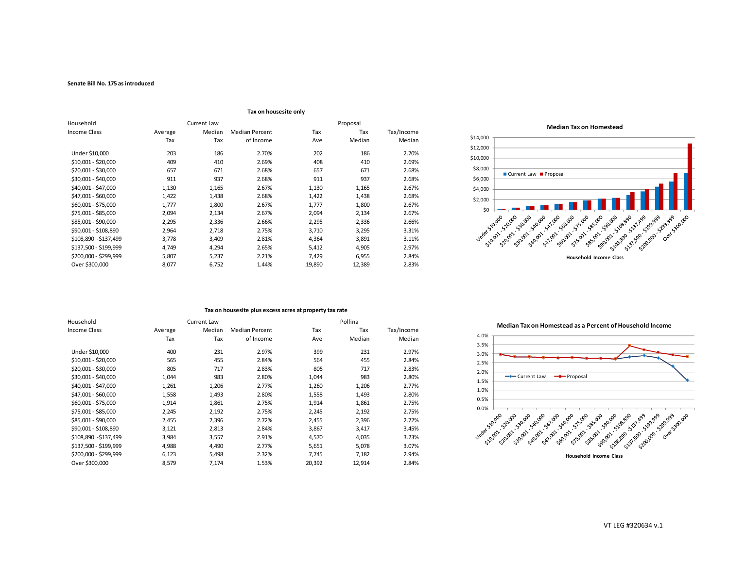**Senate Bill No. 175 as introduced**

### Tax on housesite only

| Household Income Class | Current Law Average Tax | Current Law Median Tax | Median Percent of Income | Proposal Tax Ave | Proposal Tax Median | Tax/Income Median |
|---|---|---|---|---|---|---|
| Under $10,000 | 203 | 186 | 2.70% | 202 | 186 | 2.70% |
| $10,001 - $20,000 | 409 | 410 | 2.69% | 408 | 410 | 2.69% |
| $20,001 - $30,000 | 657 | 671 | 2.68% | 657 | 671 | 2.68% |
| $30,001 - $40,000 | 911 | 937 | 2.68% | 911 | 937 | 2.68% |
| $40,001 - $47,000 | 1,130 | 1,165 | 2.67% | 1,130 | 1,165 | 2.67% |
| $47,001 - $60,000 | 1,422 | 1,438 | 2.68% | 1,422 | 1,438 | 2.68% |
| $60,001 - $75,000 | 1,777 | 1,800 | 2.67% | 1,777 | 1,800 | 2.67% |
| $75,001 - $85,000 | 2,094 | 2,134 | 2.67% | 2,094 | 2,134 | 2.67% |
| $85,001 - $90,000 | 2,295 | 2,336 | 2.66% | 2,295 | 2,336 | 2.66% |
| $90,001 - $108,890 | 2,964 | 2,718 | 2.75% | 3,710 | 3,295 | 3.31% |
| $108,890 -$137,499 | 3,778 | 3,409 | 2.81% | 4,364 | 3,891 | 3.11% |
| $137,500 - $199,999 | 4,749 | 4,294 | 2.65% | 5,412 | 4,905 | 2.97% |
| $200,000 - $299,999 | 5,807 | 5,237 | 2.21% | 7,429 | 6,955 | 2.84% |
| Over $300,000 | 8,077 | 6,752 | 1.44% | 19,890 | 12,389 | 2.83% |

**Median Tax on Homestead**

| Household Income Class | Current Law | Proposal |
|---|---|---|
| Under $10,000 | 186 | 186 |
| $10,001 - $20,000 | 410 | 410 |
| $20,001 - $30,000 | 671 | 671 |
| $30,001 - $40,000 | 937 | 937 |
| $40,001 - $47,000 | 1,165 | 1,165 |
| $47,001 - $60,000 | 1,438 | 1,438 |
| $60,001 - $75,000 | 1,800 | 1,800 |
| $75,001 - $85,000 | 2,134 | 2,134 |
| $85,001 - $90,000 | 2,336 | 2,336 |
| $90,001 - $108,890 | 2,718 | 3,295 |
| $108,890 -$137,499 | 3,409 | 3,891 |
| $137,500 - $199,999 | 4,294 | 4,905 |
| $200,000 - $299,999 | 5,237 | 6,955 |
| Over $300,000 | 6,752 | 12,389 |

### Tax on housesite plus excess acres at property tax rate

| Household Income Class | Current Law Average Tax | Current Law Median Tax | Median Percent of Income | Pollina Tax Ave | Pollina Tax Median | Tax/Income Median |
|---|---|---|---|---|---|---|
| Under $10,000 | 400 | 231 | 2.97% | 399 | 231 | 2.97% |
| $10,001 - $20,000 | 565 | 455 | 2.84% | 564 | 455 | 2.84% |
| $20,001 - $30,000 | 805 | 717 | 2.83% | 805 | 717 | 2.83% |
| $30,001 - $40,000 | 1,044 | 983 | 2.80% | 1,044 | 983 | 2.80% |
| $40,001 - $47,000 | 1,261 | 1,206 | 2.77% | 1,260 | 1,206 | 2.77% |
| $47,001 - $60,000 | 1,558 | 1,493 | 2.80% | 1,558 | 1,493 | 2.80% |
| $60,001 - $75,000 | 1,914 | 1,861 | 2.75% | 1,914 | 1,861 | 2.75% |
| $75,001 - $85,000 | 2,245 | 2,192 | 2.75% | 2,245 | 2,192 | 2.75% |
| $85,001 - $90,000 | 2,455 | 2,396 | 2.72% | 2,455 | 2,396 | 2.72% |
| $90,001 - $108,890 | 3,121 | 2,813 | 2.84% | 3,867 | 3,417 | 3.45% |
| $108,890 -$137,499 | 3,984 | 3,557 | 2.91% | 4,570 | 4,035 | 3.23% |
| $137,500 - $199,999 | 4,988 | 4,490 | 2.77% | 5,651 | 5,078 | 3.07% |
| $200,000 - $299,999 | 6,123 | 5,498 | 2.32% | 7,745 | 7,182 | 2.94% |
| Over $300,000 | 8,579 | 7,174 | 1.53% | 20,392 | 12,914 | 2.84% |

**Median Tax on Homestead as a Percent of Household Income**

| Household Income Class | Current Law | Proposal |
|---|---|---|
| Under $10,000 | 2.97% | 2.97% |
| $10,001 - $20,000 | 2.84% | 2.84% |
| $20,001 - $30,000 | 2.83% | 2.83% |
| $30,001 - $40,000 | 2.80% | 2.80% |
| $40,001 - $47,000 | 2.77% | 2.77% |
| $47,001 - $60,000 | 2.80% | 2.80% |
| $60,001 - $75,000 | 2.75% | 2.75% |
| $75,001 - $85,000 | 2.75% | 2.75% |
| $85,001 - $90,000 | 2.72% | 2.72% |
| $90,001 - $108,890 | 2.84% | 3.45% |
| $108,890 -$137,499 | 2.91% | 3.23% |
| $137,500 - $199,999 | 2.77% | 3.07% |
| $200,000 - $299,999 | 2.32% | 2.94% |
| Over $300,000 | 1.53% | 2.84% |

VT LEG #320634 v.1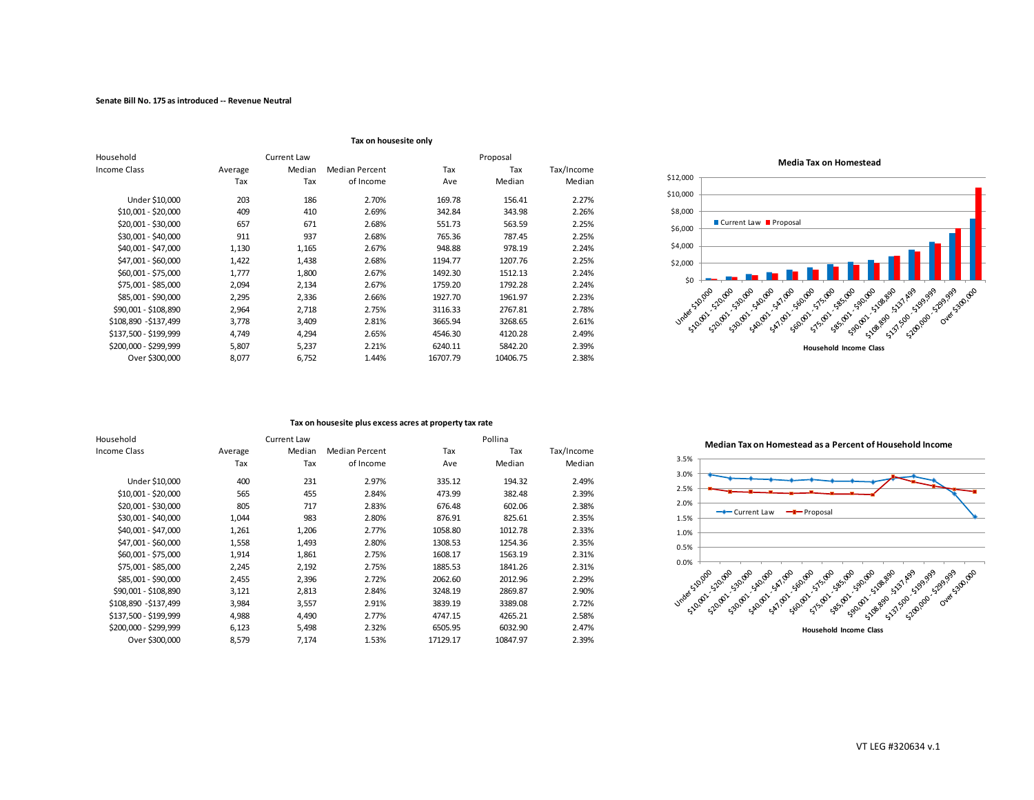**Senate Bill No. 175 as introduced -- Revenue Neutral**

### Tax on housesite only

| Household | Current Law | | | Proposal | | |
|---|---|---|---|---|---|---|
| Income Class | Average Tax | Median Tax | Median Percent of Income | Tax Ave | Tax Median | Tax/Income Median |
| Under $10,000 | 203 | 186 | 2.70% | 169.78 | 156.41 | 2.27% |
| $10,001 - $20,000 | 409 | 410 | 2.69% | 342.84 | 343.98 | 2.26% |
| $20,001 - $30,000 | 657 | 671 | 2.68% | 551.73 | 563.59 | 2.25% |
| $30,001 - $40,000 | 911 | 937 | 2.68% | 765.36 | 787.45 | 2.25% |
| $40,001 - $47,000 | 1,130 | 1,165 | 2.67% | 948.88 | 978.19 | 2.24% |
| $47,001 - $60,000 | 1,422 | 1,438 | 2.68% | 1194.77 | 1207.76 | 2.25% |
| $60,001 - $75,000 | 1,777 | 1,800 | 2.67% | 1492.30 | 1512.13 | 2.24% |
| $75,001 - $85,000 | 2,094 | 2,134 | 2.67% | 1759.20 | 1792.28 | 2.24% |
| $85,001 - $90,000 | 2,295 | 2,336 | 2.66% | 1927.70 | 1961.97 | 2.23% |
| $90,001 - $108,890 | 2,964 | 2,718 | 2.75% | 3116.33 | 2767.81 | 2.78% |
| $108,890 -$137,499 | 3,778 | 3,409 | 2.81% | 3665.94 | 3268.65 | 2.61% |
| $137,500 - $199,999 | 4,749 | 4,294 | 2.65% | 4546.30 | 4120.28 | 2.49% |
| $200,000 - $299,999 | 5,807 | 5,237 | 2.21% | 6240.11 | 5842.20 | 2.39% |
| Over $300,000 | 8,077 | 6,752 | 1.44% | 16707.79 | 10406.75 | 2.38% |

**Media Tax on Homestead**

(Chart: Current Law vs. Proposal; y-axis $0 to $12,000; x-axis: Household Income Class)

### Tax on housesite plus excess acres at property tax rate

| Household | Current Law | | | Pollina | | |
|---|---|---|---|---|---|---|
| Income Class | Average Tax | Median Tax | Median Percent of Income | Tax Ave | Tax Median | Tax/Income Median |
| Under $10,000 | 400 | 231 | 2.97% | 335.12 | 194.32 | 2.49% |
| $10,001 - $20,000 | 565 | 455 | 2.84% | 473.99 | 382.48 | 2.39% |
| $20,001 - $30,000 | 805 | 717 | 2.83% | 676.48 | 602.06 | 2.38% |
| $30,001 - $40,000 | 1,044 | 983 | 2.80% | 876.91 | 825.61 | 2.35% |
| $40,001 - $47,000 | 1,261 | 1,206 | 2.77% | 1058.80 | 1012.78 | 2.33% |
| $47,001 - $60,000 | 1,558 | 1,493 | 2.80% | 1308.53 | 1254.36 | 2.35% |
| $60,001 - $75,000 | 1,914 | 1,861 | 2.75% | 1608.17 | 1563.19 | 2.31% |
| $75,001 - $85,000 | 2,245 | 2,192 | 2.75% | 1885.53 | 1841.26 | 2.31% |
| $85,001 - $90,000 | 2,455 | 2,396 | 2.72% | 2062.60 | 2012.96 | 2.29% |
| $90,001 - $108,890 | 3,121 | 2,813 | 2.84% | 3248.19 | 2869.87 | 2.90% |
| $108,890 -$137,499 | 3,984 | 3,557 | 2.91% | 3839.19 | 3389.08 | 2.72% |
| $137,500 - $199,999 | 4,988 | 4,490 | 2.77% | 4747.15 | 4265.21 | 2.58% |
| $200,000 - $299,999 | 6,123 | 5,498 | 2.32% | 6505.95 | 6032.90 | 2.47% |
| Over $300,000 | 8,579 | 7,174 | 1.53% | 17129.17 | 10847.97 | 2.39% |

**Median Tax on Homestead as a Percent of Household Income**

(Chart: Current Law vs. Proposal; y-axis 0.0% to 3.5%; x-axis: Household Income Class)

VT LEG #320634 v.1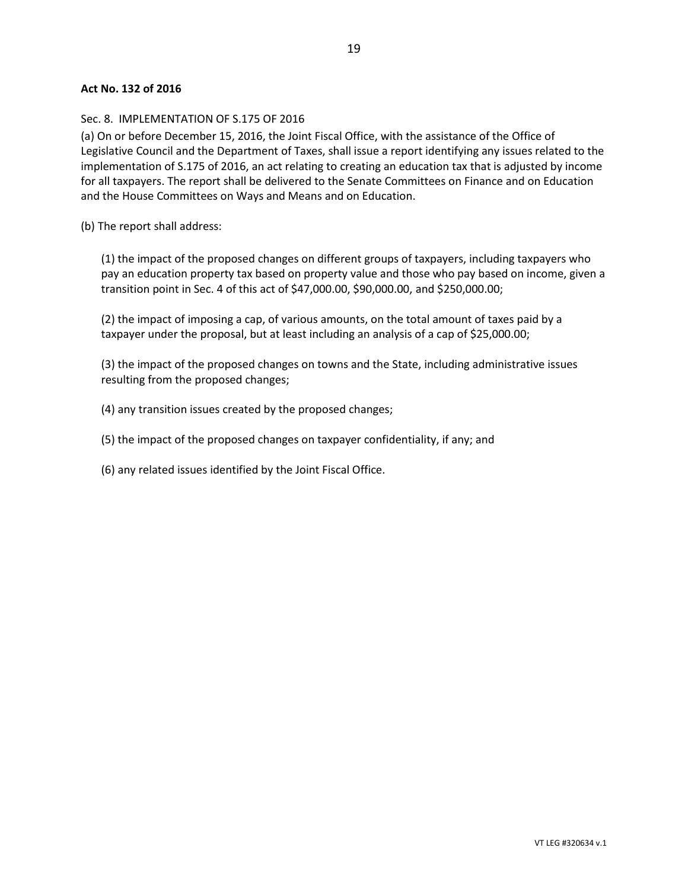**Act No. 132 of 2016**

Sec. 8. IMPLEMENTATION OF S.175 OF 2016

(a) On or before December 15, 2016, the Joint Fiscal Office, with the assistance of the Office of Legislative Council and the Department of Taxes, shall issue a report identifying any issues related to the implementation of S.175 of 2016, an act relating to creating an education tax that is adjusted by income for all taxpayers. The report shall be delivered to the Senate Committees on Finance and on Education and the House Committees on Ways and Means and on Education.

(b) The report shall address:

(1) the impact of the proposed changes on different groups of taxpayers, including taxpayers who pay an education property tax based on property value and those who pay based on income, given a transition point in Sec. 4 of this act of $47,000.00, $90,000.00, and $250,000.00;

(2) the impact of imposing a cap, of various amounts, on the total amount of taxes paid by a taxpayer under the proposal, but at least including an analysis of a cap of $25,000.00;

(3) the impact of the proposed changes on towns and the State, including administrative issues resulting from the proposed changes;

(4) any transition issues created by the proposed changes;

(5) the impact of the proposed changes on taxpayer confidentiality, if any; and

(6) any related issues identified by the Joint Fiscal Office.

VT LEG #320634 v.1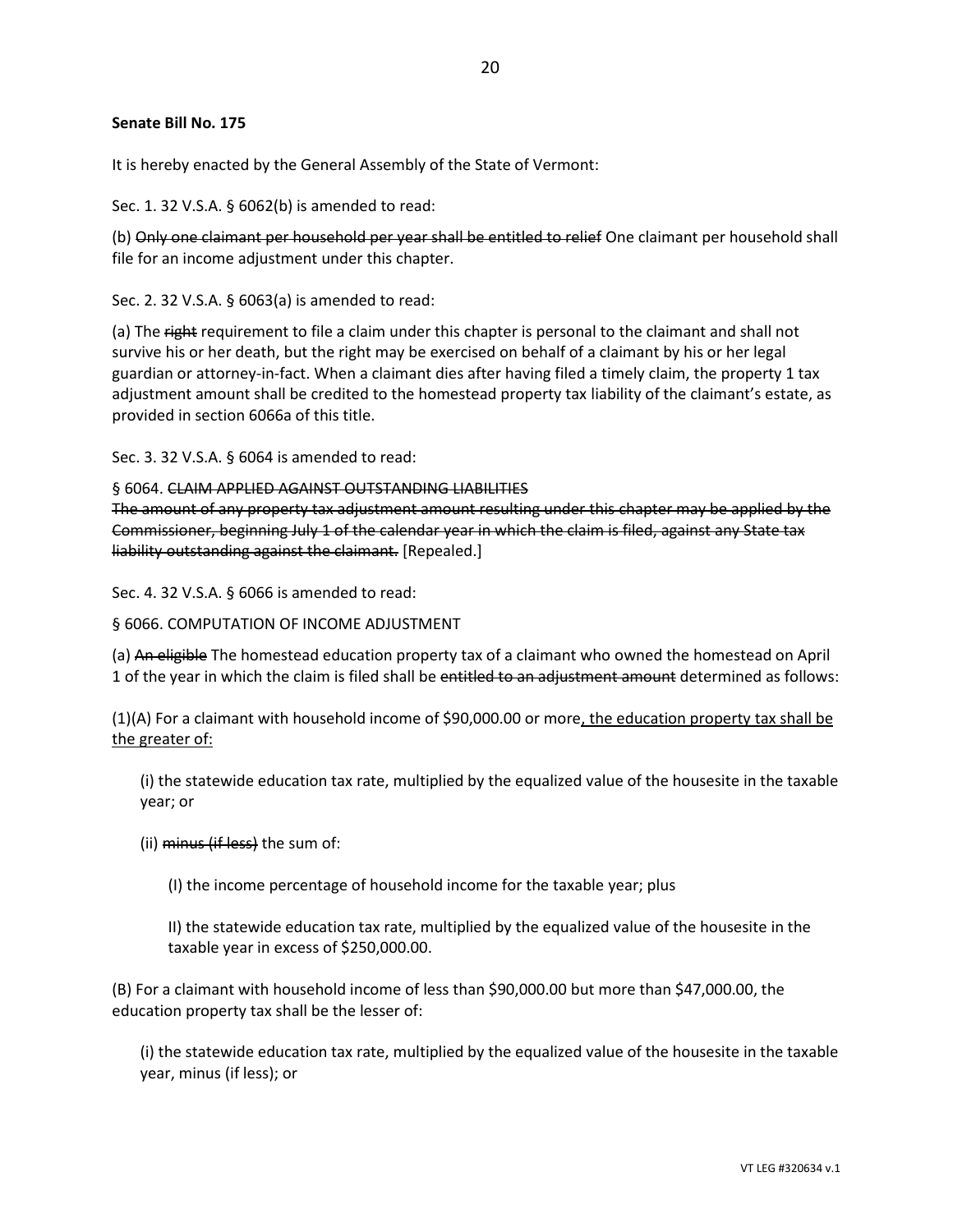**Senate Bill No. 175**

It is hereby enacted by the General Assembly of the State of Vermont:

Sec. 1. 32 V.S.A. § 6062(b) is amended to read:

(b) ~~Only one claimant per household per year shall be entitled to relief~~ One claimant per household shall file for an income adjustment under this chapter.

Sec. 2. 32 V.S.A. § 6063(a) is amended to read:

(a) The ~~right~~ requirement to file a claim under this chapter is personal to the claimant and shall not survive his or her death, but the right may be exercised on behalf of a claimant by his or her legal guardian or attorney-in-fact. When a claimant dies after having filed a timely claim, the property 1 tax adjustment amount shall be credited to the homestead property tax liability of the claimant's estate, as provided in section 6066a of this title.

Sec. 3. 32 V.S.A. § 6064 is amended to read:

§ 6064. ~~CLAIM APPLIED AGAINST OUTSTANDING LIABILITIES~~
~~The amount of any property tax adjustment amount resulting under this chapter may be applied by the Commissioner, beginning July 1 of the calendar year in which the claim is filed, against any State tax liability outstanding against the claimant.~~ [Repealed.]

Sec. 4. 32 V.S.A. § 6066 is amended to read:

§ 6066. COMPUTATION OF INCOME ADJUSTMENT

(a) ~~An eligible~~ The homestead education property tax of a claimant who owned the homestead on April 1 of the year in which the claim is filed shall be ~~entitled to an adjustment amount~~ determined as follows:

(1)(A) For a claimant with household income of \$90,000.00 or more<u>, the education property tax shall be the greater of:</u>

(i) the statewide education tax rate, multiplied by the equalized value of the housesite in the taxable year; or

(ii) ~~minus (if less)~~ the sum of:

(I) the income percentage of household income for the taxable year; plus

II) the statewide education tax rate, multiplied by the equalized value of the housesite in the taxable year in excess of \$250,000.00.

(B) For a claimant with household income of less than \$90,000.00 but more than \$47,000.00, the education property tax shall be the lesser of:

(i) the statewide education tax rate, multiplied by the equalized value of the housesite in the taxable year, minus (if less); or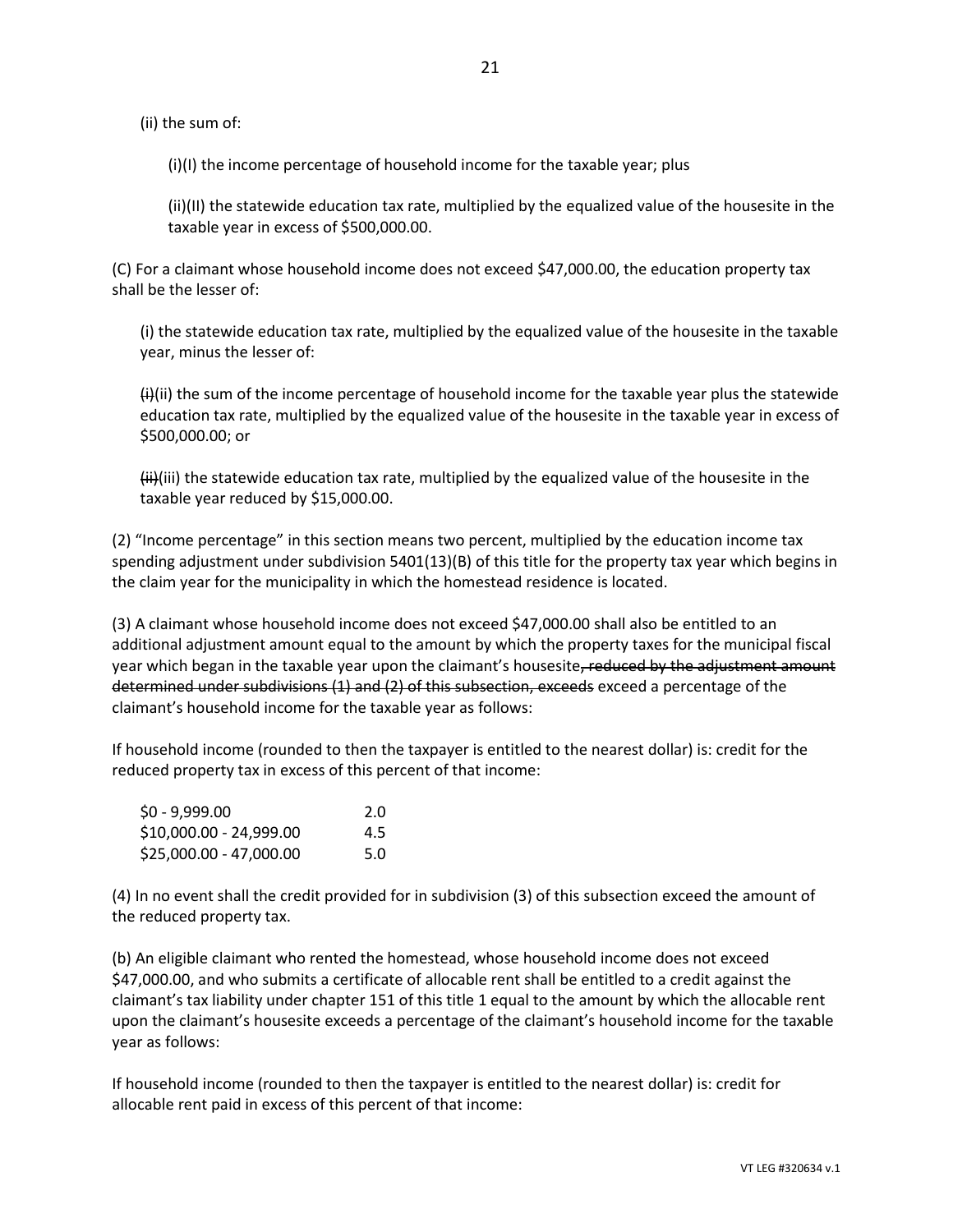(ii) the sum of:

(i)(I) the income percentage of household income for the taxable year; plus

(ii)(II) the statewide education tax rate, multiplied by the equalized value of the housesite in the taxable year in excess of \$500,000.00.

(C) For a claimant whose household income does not exceed \$47,000.00, the education property tax shall be the lesser of:

(i) the statewide education tax rate, multiplied by the equalized value of the housesite in the taxable year, minus the lesser of:

~~(i)~~(ii) the sum of the income percentage of household income for the taxable year plus the statewide education tax rate, multiplied by the equalized value of the housesite in the taxable year in excess of \$500,000.00; or

~~(ii)~~(iii) the statewide education tax rate, multiplied by the equalized value of the housesite in the taxable year reduced by \$15,000.00.

(2) "Income percentage" in this section means two percent, multiplied by the education income tax spending adjustment under subdivision 5401(13)(B) of this title for the property tax year which begins in the claim year for the municipality in which the homestead residence is located.

(3) A claimant whose household income does not exceed \$47,000.00 shall also be entitled to an additional adjustment amount equal to the amount by which the property taxes for the municipal fiscal year which began in the taxable year upon the claimant's housesite~~, reduced by the adjustment amount determined under subdivisions (1) and (2) of this subsection, exceeds~~ exceed a percentage of the claimant's household income for the taxable year as follows:

If household income (rounded to then the taxpayer is entitled to the nearest dollar) is: credit for the reduced property tax in excess of this percent of that income:

| | |
|---|---|
| \$0 - 9,999.00 | 2.0 |
| \$10,000.00 - 24,999.00 | 4.5 |
| \$25,000.00 - 47,000.00 | 5.0 |

(4) In no event shall the credit provided for in subdivision (3) of this subsection exceed the amount of the reduced property tax.

(b) An eligible claimant who rented the homestead, whose household income does not exceed \$47,000.00, and who submits a certificate of allocable rent shall be entitled to a credit against the claimant's tax liability under chapter 151 of this title 1 equal to the amount by which the allocable rent upon the claimant's housesite exceeds a percentage of the claimant's household income for the taxable year as follows:

If household income (rounded to then the taxpayer is entitled to the nearest dollar) is: credit for allocable rent paid in excess of this percent of that income: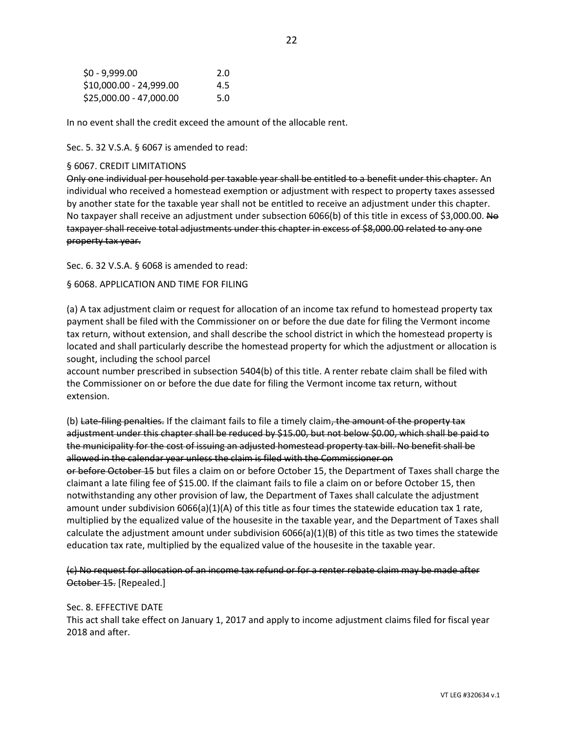| | |
|---|---|
| $0 - 9,999.00 | 2.0 |
| $10,000.00 - 24,999.00 | 4.5 |
| $25,000.00 - 47,000.00 | 5.0 |

In no event shall the credit exceed the amount of the allocable rent.

Sec. 5. 32 V.S.A. § 6067 is amended to read:

§ 6067. CREDIT LIMITATIONS

~~Only one individual per household per taxable year shall be entitled to a benefit under this chapter.~~ An individual who received a homestead exemption or adjustment with respect to property taxes assessed by another state for the taxable year shall not be entitled to receive an adjustment under this chapter. No taxpayer shall receive an adjustment under subsection 6066(b) of this title in excess of $3,000.00. ~~No taxpayer shall receive total adjustments under this chapter in excess of $8,000.00 related to any one property tax year.~~

Sec. 6. 32 V.S.A. § 6068 is amended to read:

§ 6068. APPLICATION AND TIME FOR FILING

(a) A tax adjustment claim or request for allocation of an income tax refund to homestead property tax payment shall be filed with the Commissioner on or before the due date for filing the Vermont income tax return, without extension, and shall describe the school district in which the homestead property is located and shall particularly describe the homestead property for which the adjustment or allocation is sought, including the school parcel account number prescribed in subsection 5404(b) of this title. A renter rebate claim shall be filed with the Commissioner on or before the due date for filing the Vermont income tax return, without extension.

(b) ~~Late-filing penalties.~~ If the claimant fails to file a timely claim~~, the amount of the property tax adjustment under this chapter shall be reduced by $15.00, but not below $0.00, which shall be paid to the municipality for the cost of issuing an adjusted homestead property tax bill. No benefit shall be allowed in the calendar year unless the claim is filed with the Commissioner on or before October 15~~ but files a claim on or before October 15, the Department of Taxes shall charge the claimant a late filing fee of $15.00. If the claimant fails to file a claim on or before October 15, then notwithstanding any other provision of law, the Department of Taxes shall calculate the adjustment amount under subdivision 6066(a)(1)(A) of this title as four times the statewide education tax 1 rate, multiplied by the equalized value of the housesite in the taxable year, and the Department of Taxes shall calculate the adjustment amount under subdivision 6066(a)(1)(B) of this title as two times the statewide education tax rate, multiplied by the equalized value of the housesite in the taxable year.

~~(c) No request for allocation of an income tax refund or for a renter rebate claim may be made after October 15.~~ [Repealed.]

Sec. 8. EFFECTIVE DATE

This act shall take effect on January 1, 2017 and apply to income adjustment claims filed for fiscal year 2018 and after.

VT LEG #320634 v.1